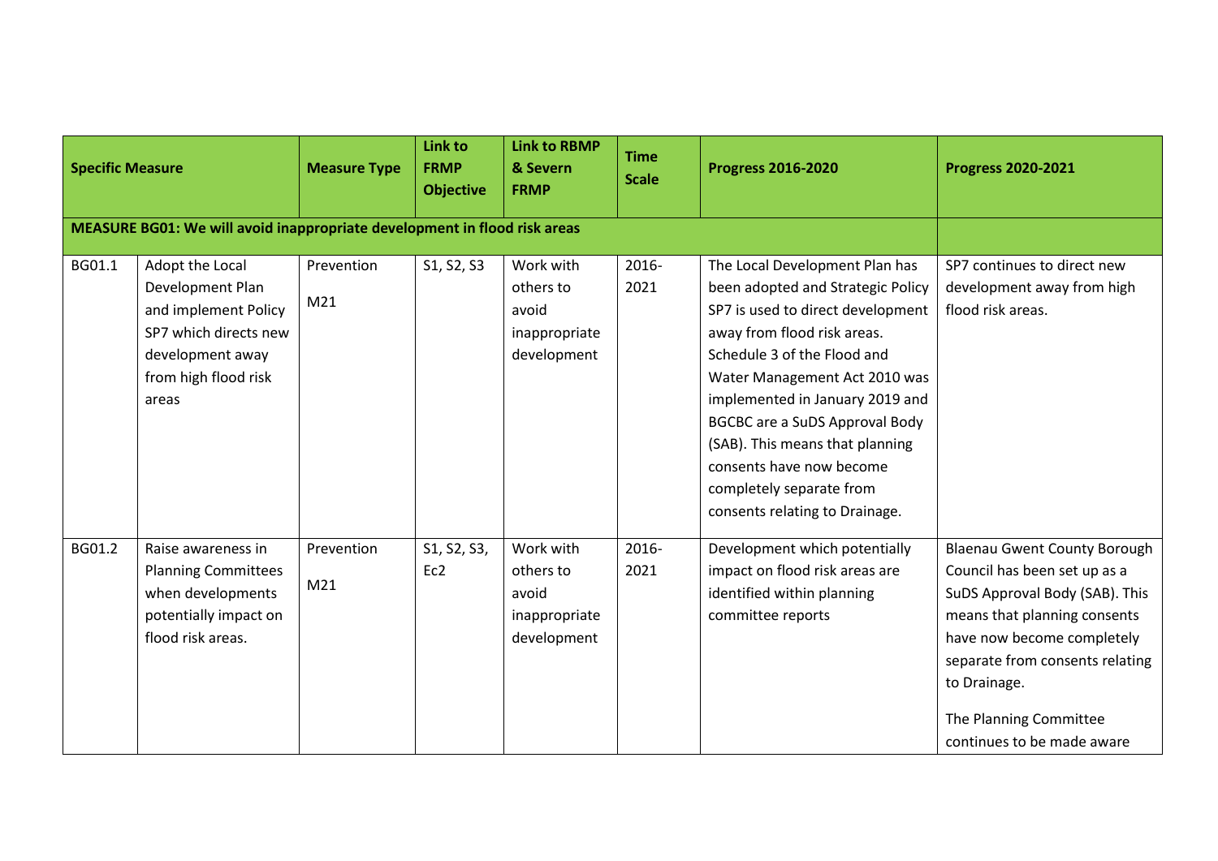| Specific Measure | | Measure Type | Link to FRMP Objective | Link to RBMP & Severn FRMP | Time Scale | Progress 2016-2020 | Progress 2020-2021 |
|---|---|---|---|---|---|---|---|
| **MEASURE BG01: We will avoid inappropriate development in flood risk areas** | | | | | | | |
| BG01.1 | Adopt the Local Development Plan and implement Policy SP7 which directs new development away from high flood risk areas | Prevention M21 | S1, S2, S3 | Work with others to avoid inappropriate development | 2016-2021 | The Local Development Plan has been adopted and Strategic Policy SP7 is used to direct development away from flood risk areas. Schedule 3 of the Flood and Water Management Act 2010 was implemented in January 2019 and BGCBC are a SuDS Approval Body (SAB). This means that planning consents have now become completely separate from consents relating to Drainage. | SP7 continues to direct new development away from high flood risk areas. |
| BG01.2 | Raise awareness in Planning Committees when developments potentially impact on flood risk areas. | Prevention M21 | S1, S2, S3, Ec2 | Work with others to avoid inappropriate development | 2016-2021 | Development which potentially impact on flood risk areas are identified within planning committee reports | Blaenau Gwent County Borough Council has been set up as a SuDS Approval Body (SAB). This means that planning consents have now become completely separate from consents relating to Drainage.<br><br>The Planning Committee continues to be made aware |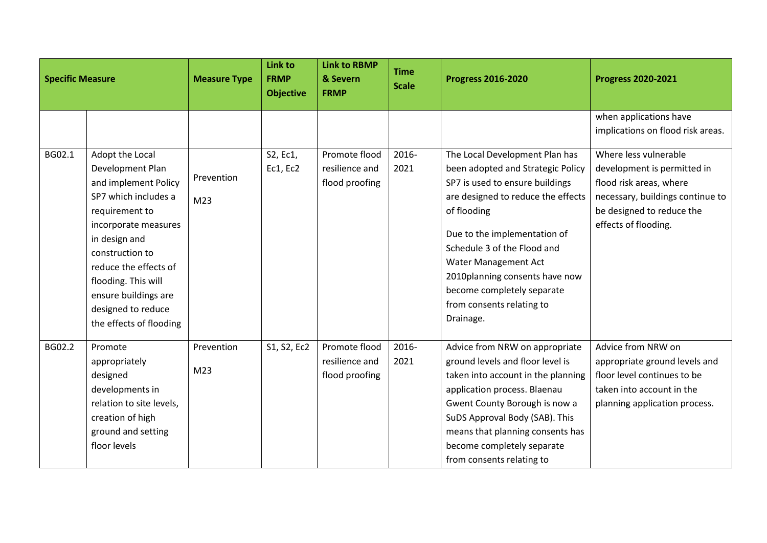| Specific Measure | | Measure Type | Link to FRMP Objective | Link to RBMP & Severn FRMP | Time Scale | Progress 2016-2020 | Progress 2020-2021 |
|---|---|---|---|---|---|---|---|
| | | | | | | | when applications have implications on flood risk areas. |
| BG02.1 | Adopt the Local Development Plan and implement Policy SP7 which includes a requirement to incorporate measures in design and construction to reduce the effects of flooding. This will ensure buildings are designed to reduce the effects of flooding | Prevention M23 | S2, Ec1, Ec1, Ec2 | Promote flood resilience and flood proofing | 2016-2021 | The Local Development Plan has been adopted and Strategic Policy SP7 is used to ensure buildings are designed to reduce the effects of flooding<br><br>Due to the implementation of Schedule 3 of the Flood and Water Management Act 2010planning consents have now become completely separate from consents relating to Drainage. | Where less vulnerable development is permitted in flood risk areas, where necessary, buildings continue to be designed to reduce the effects of flooding. |
| BG02.2 | Promote appropriately designed developments in relation to site levels, creation of high ground and setting floor levels | Prevention M23 | S1, S2, Ec2 | Promote flood resilience and flood proofing | 2016-2021 | Advice from NRW on appropriate ground levels and floor level is taken into account in the planning application process. Blaenau Gwent County Borough is now a SuDS Approval Body (SAB). This means that planning consents has become completely separate from consents relating to | Advice from NRW on appropriate ground levels and floor level continues to be taken into account in the planning application process. |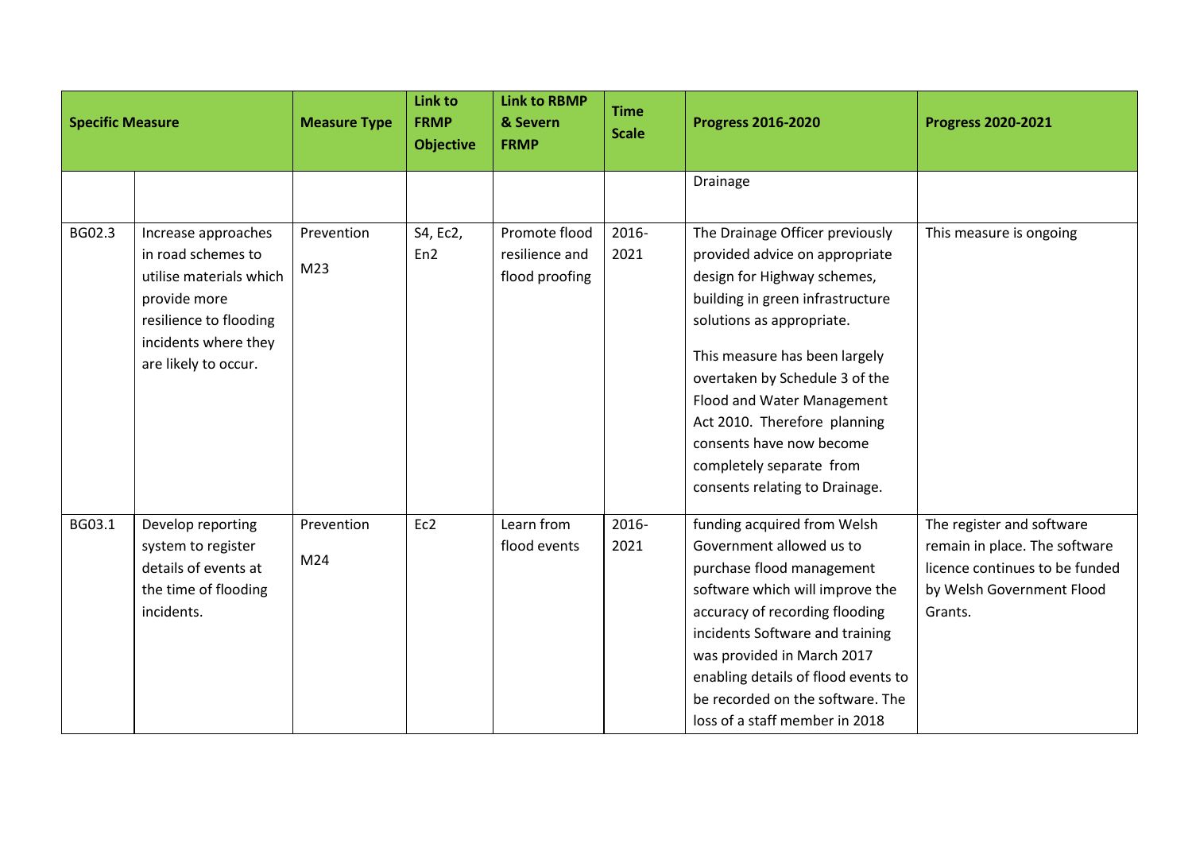| Specific Measure | | Measure Type | Link to FRMP Objective | Link to RBMP & Severn FRMP | Time Scale | Progress 2016-2020 | Progress 2020-2021 |
|---|---|---|---|---|---|---|---|
| | | | | | | Drainage | |
| BG02.3 | Increase approaches in road schemes to utilise materials which provide more resilience to flooding incidents where they are likely to occur. | Prevention M23 | S4, Ec2, En2 | Promote flood resilience and flood proofing | 2016-2021 | The Drainage Officer previously provided advice on appropriate design for Highway schemes, building in green infrastructure solutions as appropriate. This measure has been largely overtaken by Schedule 3 of the Flood and Water Management Act 2010. Therefore planning consents have now become completely separate from consents relating to Drainage. | This measure is ongoing |
| BG03.1 | Develop reporting system to register details of events at the time of flooding incidents. | Prevention M24 | Ec2 | Learn from flood events | 2016-2021 | funding acquired from Welsh Government allowed us to purchase flood management software which will improve the accuracy of recording flooding incidents Software and training was provided in March 2017 enabling details of flood events to be recorded on the software. The loss of a staff member in 2018 | The register and software remain in place. The software licence continues to be funded by Welsh Government Flood Grants. |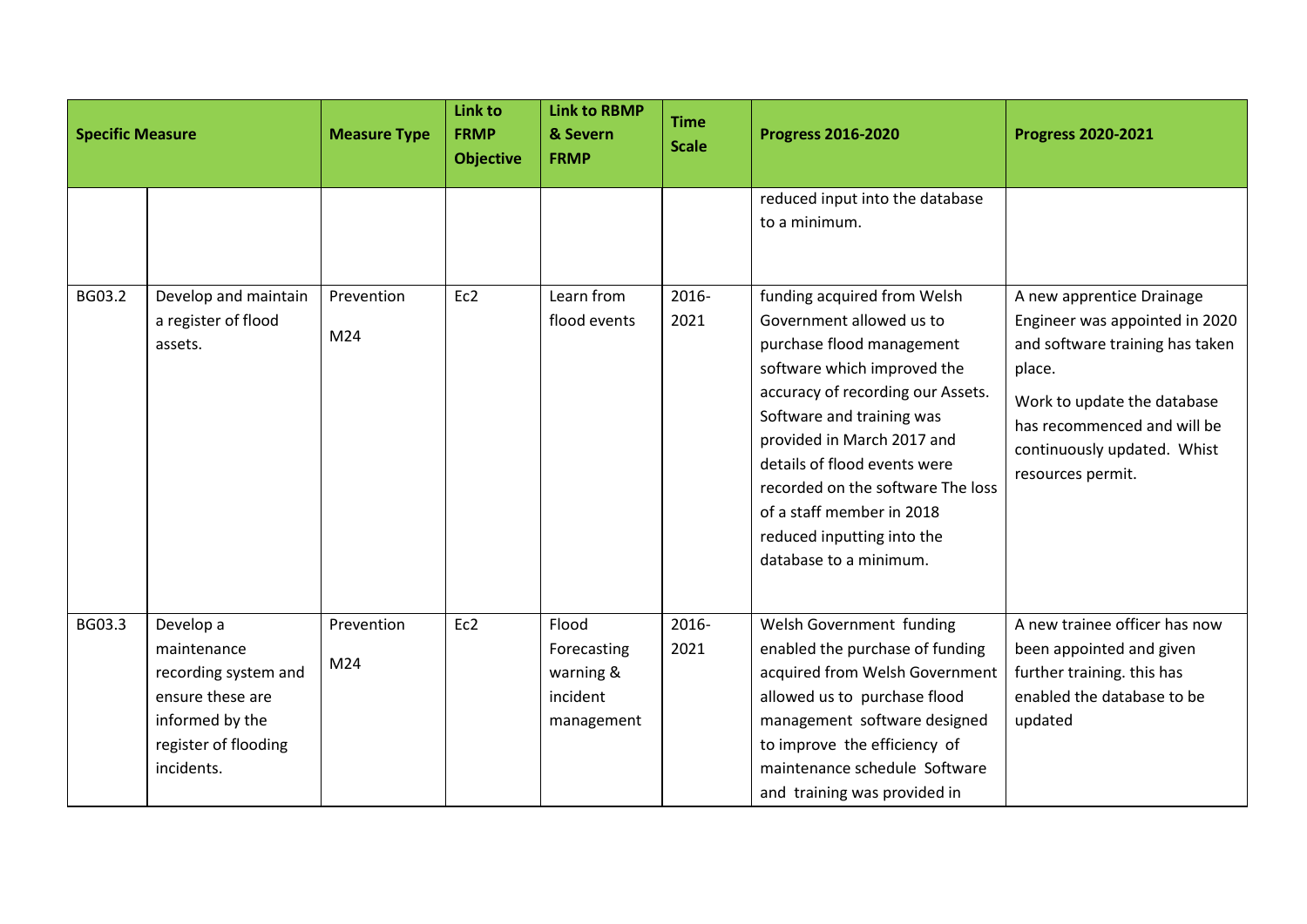| Specific Measure | | Measure Type | Link to FRMP Objective | Link to RBMP & Severn FRMP | Time Scale | Progress 2016-2020 | Progress 2020-2021 |
|---|---|---|---|---|---|---|---|
| | | | | | | reduced input into the database to a minimum. | |
| BG03.2 | Develop and maintain a register of flood assets. | Prevention<br><br>M24 | Ec2 | Learn from flood events | 2016-2021 | funding acquired from Welsh Government allowed us to purchase flood management software which improved the accuracy of recording our Assets. Software and training was provided in March 2017 and details of flood events were recorded on the software The loss of a staff member in 2018 reduced inputting into the database to a minimum. | A new apprentice Drainage Engineer was appointed in 2020 and software training has taken place.<br><br>Work to update the database has recommenced and will be continuously updated. Whist resources permit. |
| BG03.3 | Develop a maintenance recording system and ensure these are informed by the register of flooding incidents. | Prevention<br><br>M24 | Ec2 | Flood Forecasting warning & incident management | 2016-2021 | Welsh Government funding enabled the purchase of funding acquired from Welsh Government allowed us to purchase flood management software designed to improve the efficiency of maintenance schedule Software and training was provided in | A new trainee officer has now been appointed and given further training. this has enabled the database to be updated |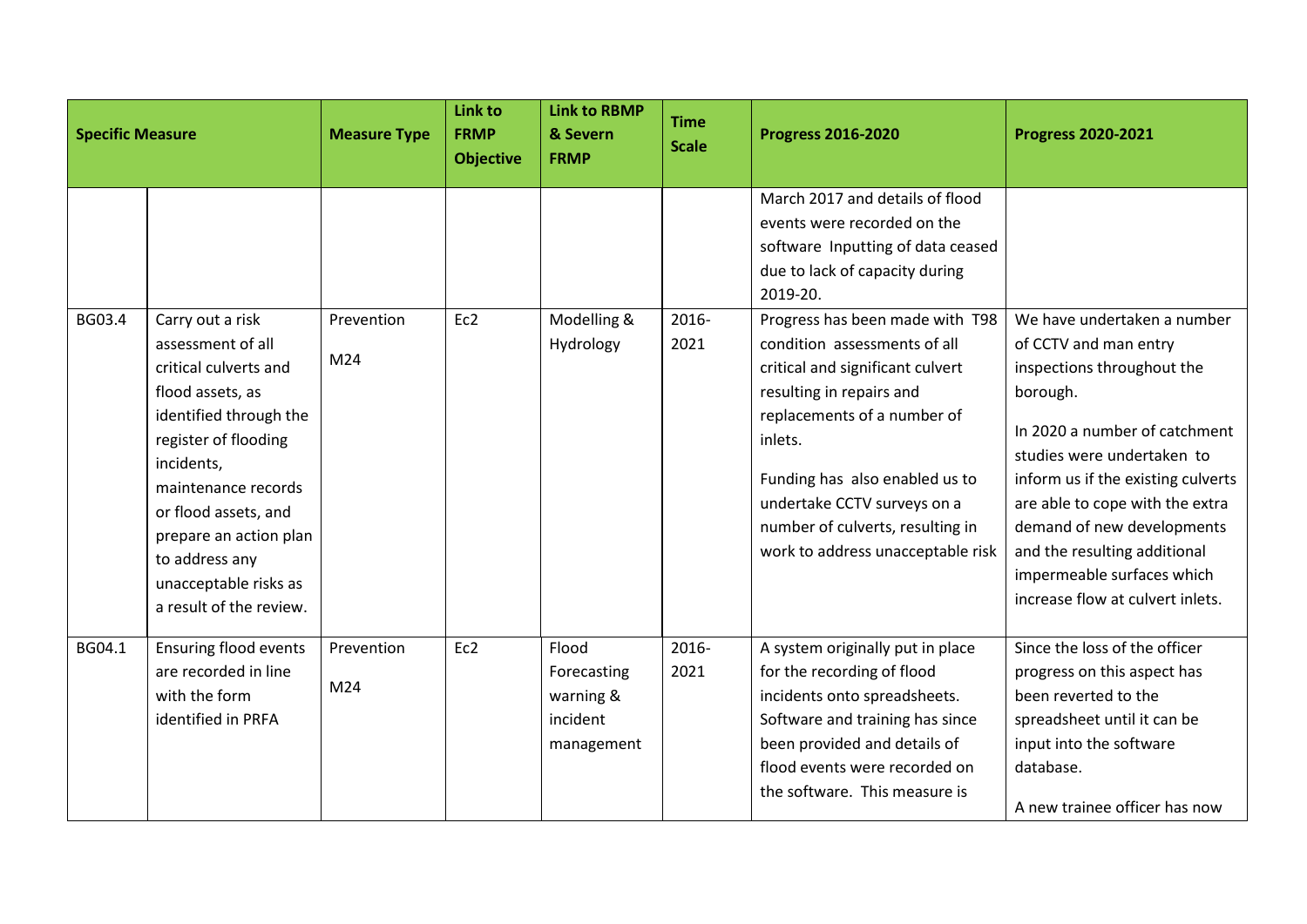| Specific Measure | | Measure Type | Link to FRMP Objective | Link to RBMP & Severn FRMP | Time Scale | Progress 2016-2020 | Progress 2020-2021 |
|---|---|---|---|---|---|---|---|
| | | | | | | March 2017 and details of flood events were recorded on the software Inputting of data ceased due to lack of capacity during 2019-20. | |
| BG03.4 | Carry out a risk assessment of all critical culverts and flood assets, as identified through the register of flooding incidents, maintenance records or flood assets, and prepare an action plan to address any unacceptable risks as a result of the review. | Prevention M24 | Ec2 | Modelling & Hydrology | 2016-2021 | Progress has been made with T98 condition assessments of all critical and significant culvert resulting in repairs and replacements of a number of inlets.<br><br>Funding has also enabled us to undertake CCTV surveys on a number of culverts, resulting in work to address unacceptable risk | We have undertaken a number of CCTV and man entry inspections throughout the borough.<br><br>In 2020 a number of catchment studies were undertaken to inform us if the existing culverts are able to cope with the extra demand of new developments and the resulting additional impermeable surfaces which increase flow at culvert inlets. |
| BG04.1 | Ensuring flood events are recorded in line with the form identified in PRFA | Prevention M24 | Ec2 | Flood Forecasting warning & incident management | 2016-2021 | A system originally put in place for the recording of flood incidents onto spreadsheets. Software and training has since been provided and details of flood events were recorded on the software. This measure is | Since the loss of the officer progress on this aspect has been reverted to the spreadsheet until it can be input into the software database.<br><br>A new trainee officer has now |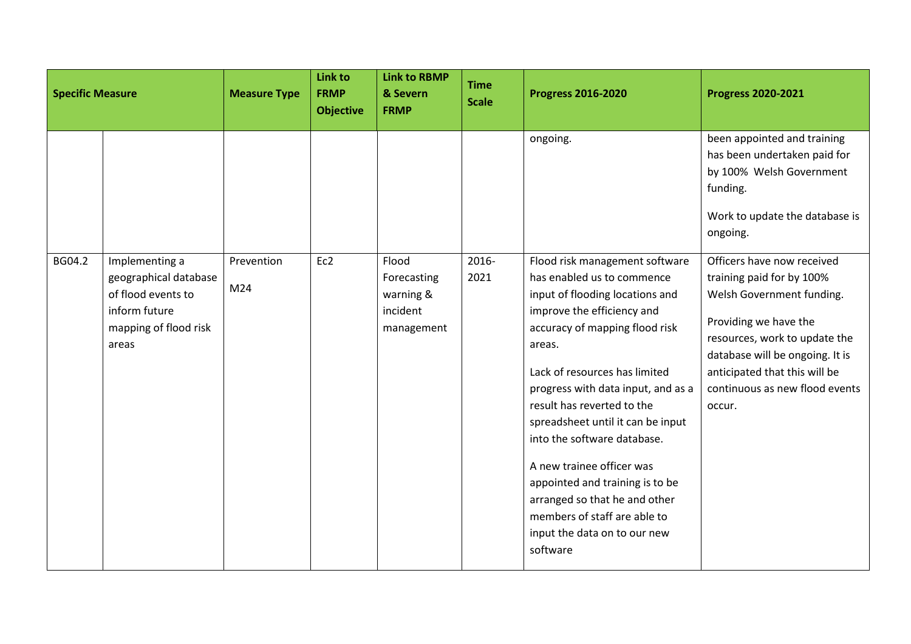| Specific Measure | | Measure Type | Link to FRMP Objective | Link to RBMP & Severn FRMP | Time Scale | Progress 2016-2020 | Progress 2020-2021 |
|---|---|---|---|---|---|---|---|
| | | | | | | ongoing. | been appointed and training has been undertaken paid for by 100% Welsh Government funding.<br><br>Work to update the database is ongoing. |
| BG04.2 | Implementing a geographical database of flood events to inform future mapping of flood risk areas | Prevention<br><br>M24 | Ec2 | Flood Forecasting warning & incident management | 2016-2021 | Flood risk management software has enabled us to commence input of flooding locations and improve the efficiency and accuracy of mapping flood risk areas.<br><br>Lack of resources has limited progress with data input, and as a result has reverted to the spreadsheet until it can be input into the software database.<br><br>A new trainee officer was appointed and training is to be arranged so that he and other members of staff are able to input the data on to our new software | Officers have now received training paid for by 100% Welsh Government funding.<br><br>Providing we have the resources, work to update the database will be ongoing. It is anticipated that this will be continuous as new flood events occur. |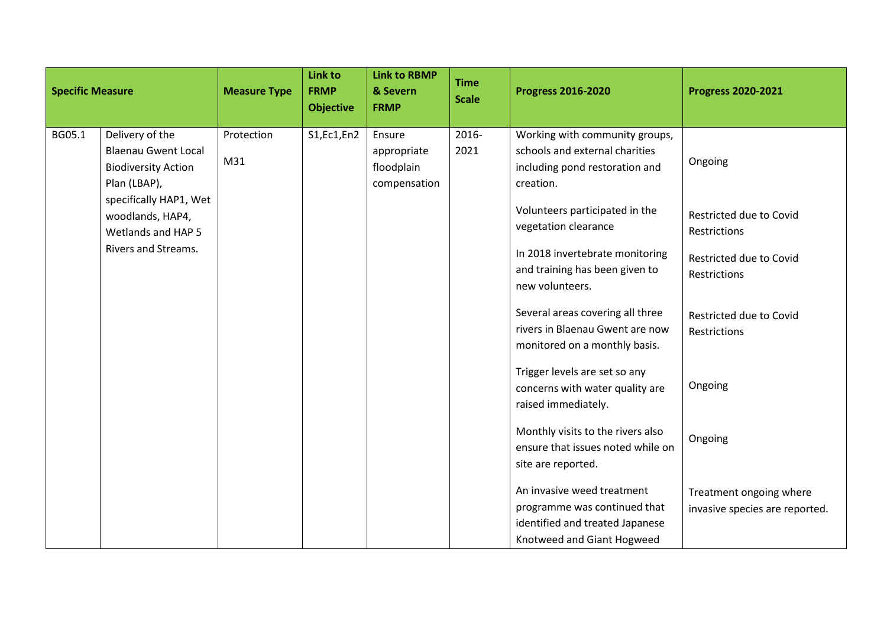| Specific Measure | | Measure Type | Link to FRMP Objective | Link to RBMP & Severn FRMP | Time Scale | Progress 2016-2020 | Progress 2020-2021 |
|---|---|---|---|---|---|---|---|
| BG05.1 | Delivery of the Blaenau Gwent Local Biodiversity Action Plan (LBAP), specifically HAP1, Wet woodlands, HAP4, Wetlands and HAP 5 Rivers and Streams. | Protection M31 | S1,Ec1,En2 | Ensure appropriate floodplain compensation | 2016-2021 | Working with community groups, schools and external charities including pond restoration and creation. | Ongoing |
| | | | | | | Volunteers participated in the vegetation clearance | Restricted due to Covid Restrictions |
| | | | | | | In 2018 invertebrate monitoring and training has been given to new volunteers. | Restricted due to Covid Restrictions |
| | | | | | | Several areas covering all three rivers in Blaenau Gwent are now monitored on a monthly basis. | Restricted due to Covid Restrictions |
| | | | | | | Trigger levels are set so any concerns with water quality are raised immediately. | Ongoing |
| | | | | | | Monthly visits to the rivers also ensure that issues noted while on site are reported. | Ongoing |
| | | | | | | An invasive weed treatment programme was continued that identified and treated Japanese Knotweed and Giant Hogweed | Treatment ongoing where invasive species are reported. |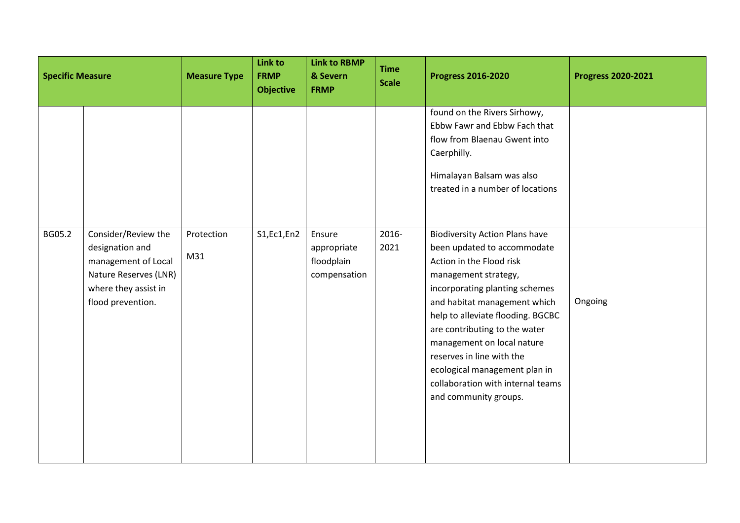| Specific Measure | | Measure Type | Link to FRMP Objective | Link to RBMP & Severn FRMP | Time Scale | Progress 2016-2020 | Progress 2020-2021 |
|---|---|---|---|---|---|---|---|
| | | | | | | found on the Rivers Sirhowy, Ebbw Fawr and Ebbw Fach that flow from Blaenau Gwent into Caerphilly. Himalayan Balsam was also treated in a number of locations | |
| BG05.2 | Consider/Review the designation and management of Local Nature Reserves (LNR) where they assist in flood prevention. | Protection M31 | S1,Ec1,En2 | Ensure appropriate floodplain compensation | 2016-2021 | Biodiversity Action Plans have been updated to accommodate Action in the Flood risk management strategy, incorporating planting schemes and habitat management which help to alleviate flooding. BGCBC are contributing to the water management on local nature reserves in line with the ecological management plan in collaboration with internal teams and community groups. | Ongoing |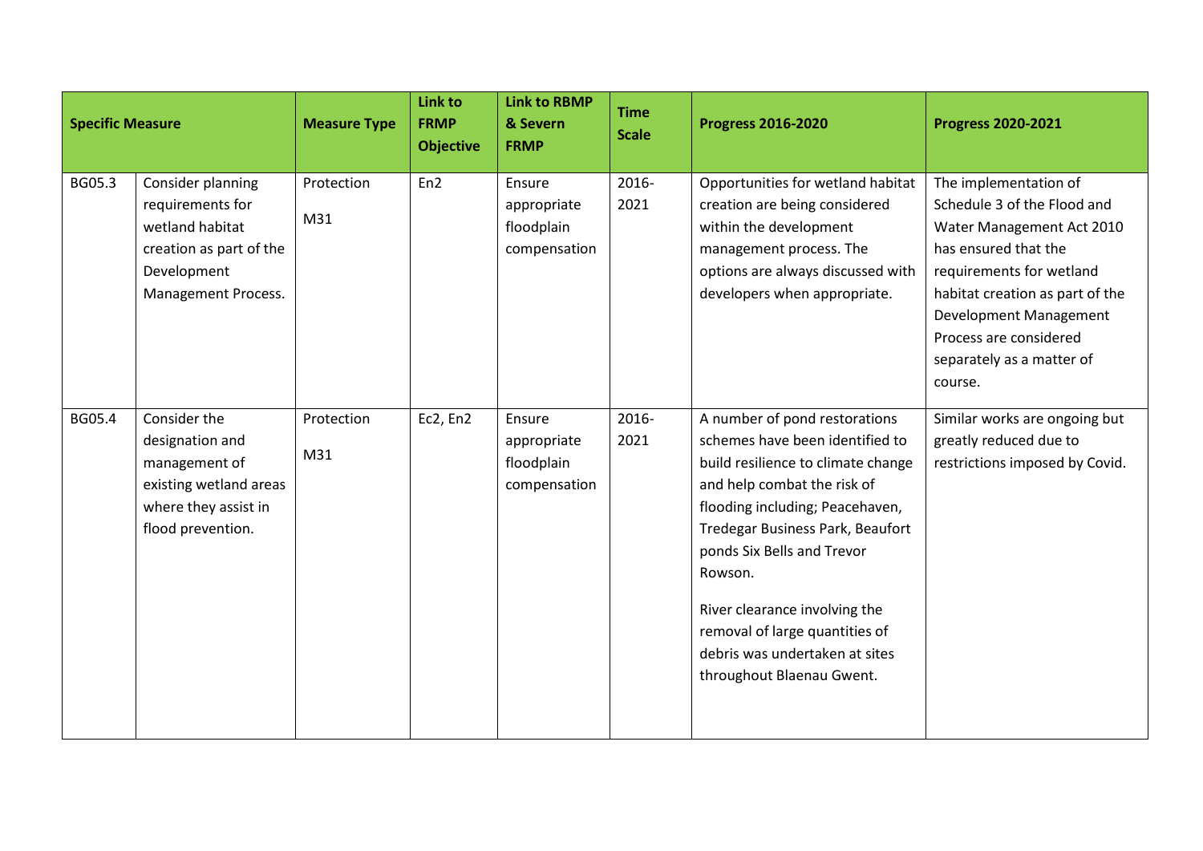| Specific Measure | | Measure Type | Link to FRMP Objective | Link to RBMP & Severn FRMP | Time Scale | Progress 2016-2020 | Progress 2020-2021 |
|---|---|---|---|---|---|---|---|
| BG05.3 | Consider planning requirements for wetland habitat creation as part of the Development Management Process. | Protection M31 | En2 | Ensure appropriate floodplain compensation | 2016-2021 | Opportunities for wetland habitat creation are being considered within the development management process. The options are always discussed with developers when appropriate. | The implementation of Schedule 3 of the Flood and Water Management Act 2010 has ensured that the requirements for wetland habitat creation as part of the Development Management Process are considered separately as a matter of course. |
| BG05.4 | Consider the designation and management of existing wetland areas where they assist in flood prevention. | Protection M31 | Ec2, En2 | Ensure appropriate floodplain compensation | 2016-2021 | A number of pond restorations schemes have been identified to build resilience to climate change and help combat the risk of flooding including; Peacehaven, Tredegar Business Park, Beaufort ponds Six Bells and Trevor Rowson.<br><br>River clearance involving the removal of large quantities of debris was undertaken at sites throughout Blaenau Gwent. | Similar works are ongoing but greatly reduced due to restrictions imposed by Covid. |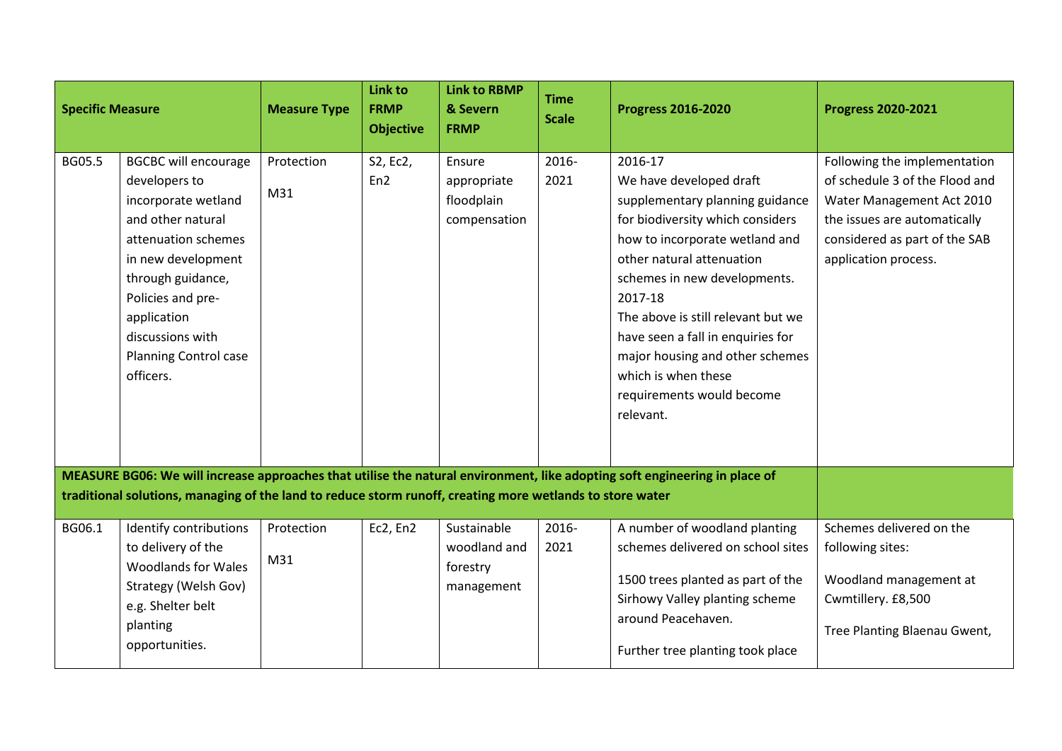| Specific Measure | | Measure Type | Link to FRMP Objective | Link to RBMP & Severn FRMP | Time Scale | Progress 2016-2020 | Progress 2020-2021 |
|---|---|---|---|---|---|---|---|
| BG05.5 | BGCBC will encourage developers to incorporate wetland and other natural attenuation schemes in new development through guidance, Policies and pre-application discussions with Planning Control case officers. | Protection<br><br>M31 | S2, Ec2, En2 | Ensure appropriate floodplain compensation | 2016-2021 | 2016-17<br>We have developed draft supplementary planning guidance for biodiversity which considers how to incorporate wetland and other natural attenuation schemes in new developments.<br>2017-18<br>The above is still relevant but we have seen a fall in enquiries for major housing and other schemes which is when these requirements would become relevant. | Following the implementation of schedule 3 of the Flood and Water Management Act 2010 the issues are automatically considered as part of the SAB application process. |
| **MEASURE BG06: We will increase approaches that utilise the natural environment, like adopting soft engineering in place of traditional solutions, managing of the land to reduce storm runoff, creating more wetlands to store water** | | | | | | | |
| BG06.1 | Identify contributions to delivery of the Woodlands for Wales Strategy (Welsh Gov) e.g. Shelter belt planting opportunities. | Protection<br><br>M31 | Ec2, En2 | Sustainable woodland and forestry management | 2016-2021 | A number of woodland planting schemes delivered on school sites<br><br>1500 trees planted as part of the Sirhowy Valley planting scheme around Peacehaven.<br><br>Further tree planting took place | Schemes delivered on the following sites:<br><br>Woodland management at Cwmtillery. £8,500<br><br>Tree Planting Blaenau Gwent, |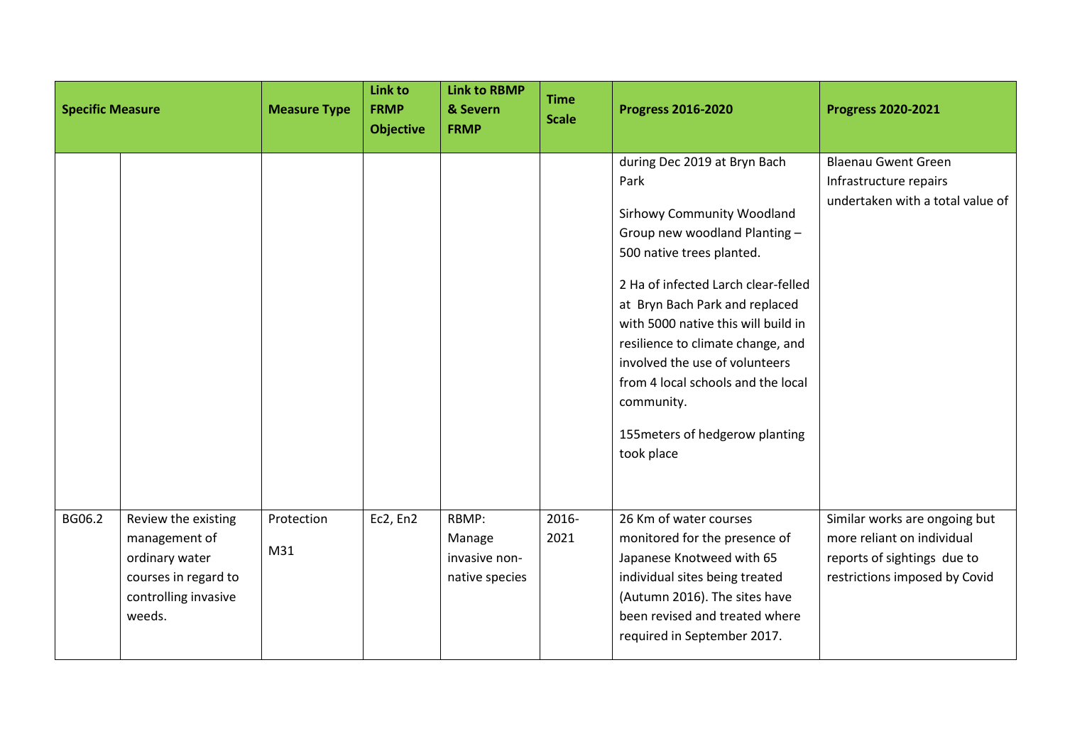| Specific Measure | | Measure Type | Link to FRMP Objective | Link to RBMP & Severn FRMP | Time Scale | Progress 2016-2020 | Progress 2020-2021 |
|---|---|---|---|---|---|---|---|
| | | | | | | during Dec 2019 at Bryn Bach Park<br><br>Sirhowy Community Woodland Group new woodland Planting – 500 native trees planted.<br><br>2 Ha of infected Larch clear-felled at Bryn Bach Park and replaced with 5000 native this will build in resilience to climate change, and involved the use of volunteers from 4 local schools and the local community.<br><br>155meters of hedgerow planting took place | Blaenau Gwent Green Infrastructure repairs undertaken with a total value of |
| BG06.2 | Review the existing management of ordinary water courses in regard to controlling invasive weeds. | Protection<br><br>M31 | Ec2, En2 | RBMP: Manage invasive non-native species | 2016-2021 | 26 Km of water courses monitored for the presence of Japanese Knotweed with 65 individual sites being treated (Autumn 2016). The sites have been revised and treated where required in September 2017. | Similar works are ongoing but more reliant on individual reports of sightings due to restrictions imposed by Covid |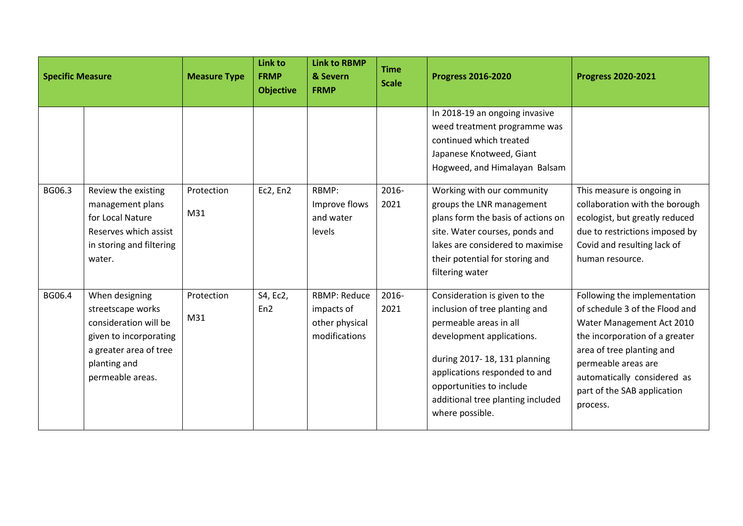| Specific Measure | | Measure Type | Link to FRMP Objective | Link to RBMP & Severn FRMP | Time Scale | Progress 2016-2020 | Progress 2020-2021 |
|---|---|---|---|---|---|---|---|
| | | | | | | In 2018-19 an ongoing invasive weed treatment programme was continued which treated Japanese Knotweed, Giant Hogweed, and Himalayan Balsam | |
| BG06.3 | Review the existing management plans for Local Nature Reserves which assist in storing and filtering water. | Protection M31 | Ec2, En2 | RBMP: Improve flows and water levels | 2016-2021 | Working with our community groups the LNR management plans form the basis of actions on site. Water courses, ponds and lakes are considered to maximise their potential for storing and filtering water | This measure is ongoing in collaboration with the borough ecologist, but greatly reduced due to restrictions imposed by Covid and resulting lack of human resource. |
| BG06.4 | When designing streetscape works consideration will be given to incorporating a greater area of tree planting and permeable areas. | Protection M31 | S4, Ec2, En2 | RBMP: Reduce impacts of other physical modifications | 2016-2021 | Consideration is given to the inclusion of tree planting and permeable areas in all development applications.<br><br>during 2017- 18, 131 planning applications responded to and opportunities to include additional tree planting included where possible. | Following the implementation of schedule 3 of the Flood and Water Management Act 2010 the incorporation of a greater area of tree planting and permeable areas are automatically considered as part of the SAB application process. |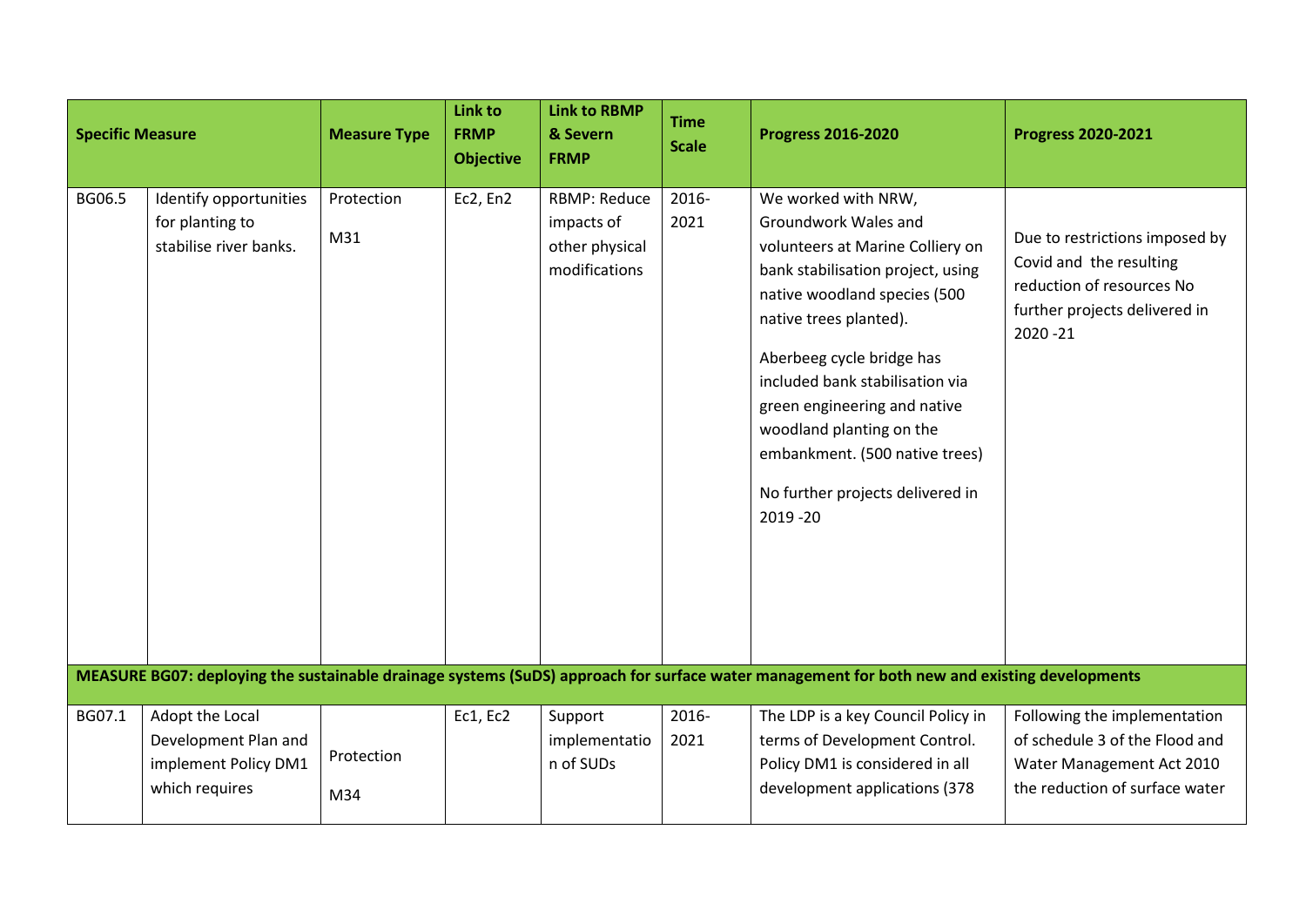| Specific Measure | | Measure Type | Link to FRMP Objective | Link to RBMP & Severn FRMP | Time Scale | Progress 2016-2020 | Progress 2020-2021 |
|---|---|---|---|---|---|---|---|
| BG06.5 | Identify opportunities for planting to stabilise river banks. | Protection M31 | Ec2, En2 | RBMP: Reduce impacts of other physical modifications | 2016-2021 | We worked with NRW, Groundwork Wales and volunteers at Marine Colliery on bank stabilisation project, using native woodland species (500 native trees planted). Aberbeeg cycle bridge has included bank stabilisation via green engineering and native woodland planting on the embankment. (500 native trees) No further projects delivered in 2019 -20 | Due to restrictions imposed by Covid and the resulting reduction of resources No further projects delivered in 2020 -21 |
| **MEASURE BG07: deploying the sustainable drainage systems (SuDS) approach for surface water management for both new and existing developments** | | | | | | | |
| BG07.1 | Adopt the Local Development Plan and implement Policy DM1 which requires | Protection M34 | Ec1, Ec2 | Support implementation of SUDs | 2016-2021 | The LDP is a key Council Policy in terms of Development Control. Policy DM1 is considered in all development applications (378 | Following the implementation of schedule 3 of the Flood and Water Management Act 2010 the reduction of surface water |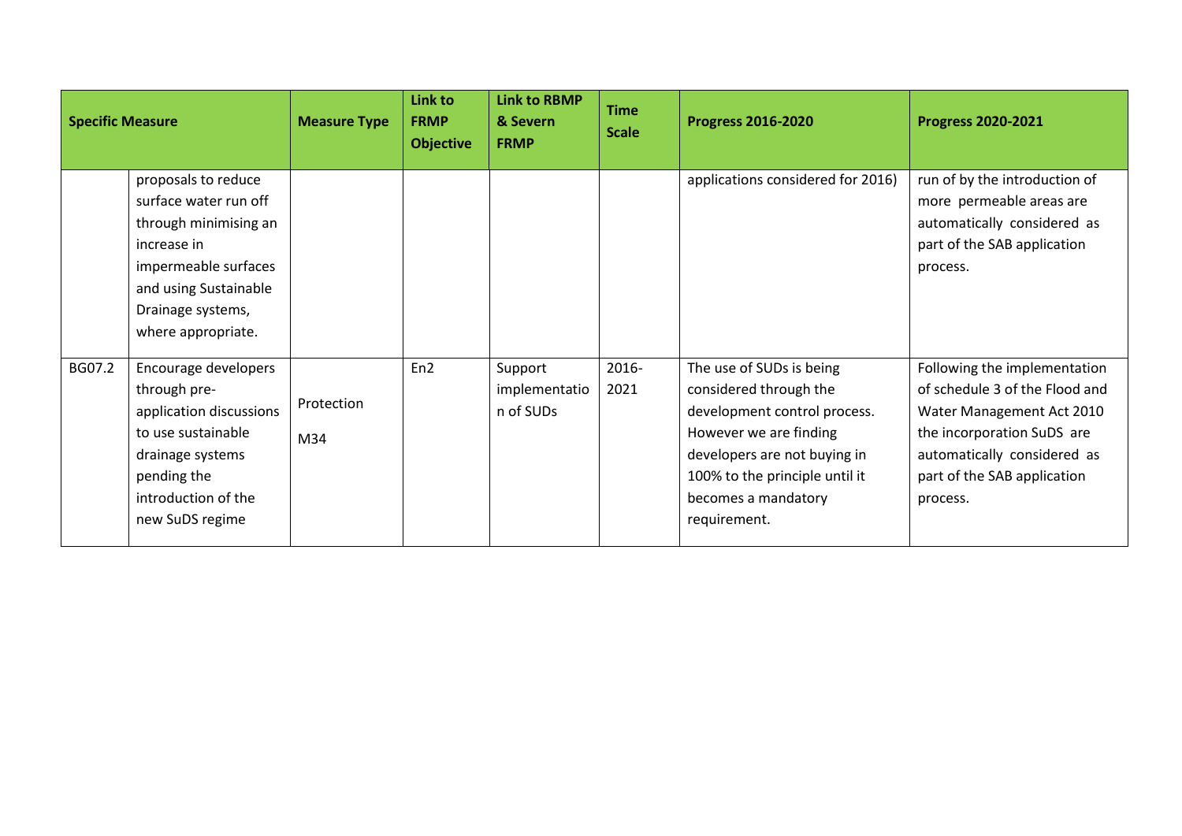| Specific Measure | | Measure Type | Link to FRMP Objective | Link to RBMP & Severn FRMP | Time Scale | Progress 2016-2020 | Progress 2020-2021 |
|---|---|---|---|---|---|---|---|
| | proposals to reduce surface water run off through minimising an increase in impermeable surfaces and using Sustainable Drainage systems, where appropriate. | | | | | applications considered for 2016) | run of by the introduction of more permeable areas are automatically considered as part of the SAB application process. |
| BG07.2 | Encourage developers through pre-application discussions to use sustainable drainage systems pending the introduction of the new SuDS regime | Protection M34 | En2 | Support implementation of SUDs | 2016-2021 | The use of SUDs is being considered through the development control process. However we are finding developers are not buying in 100% to the principle until it becomes a mandatory requirement. | Following the implementation of schedule 3 of the Flood and Water Management Act 2010 the incorporation SuDS are automatically considered as part of the SAB application process. |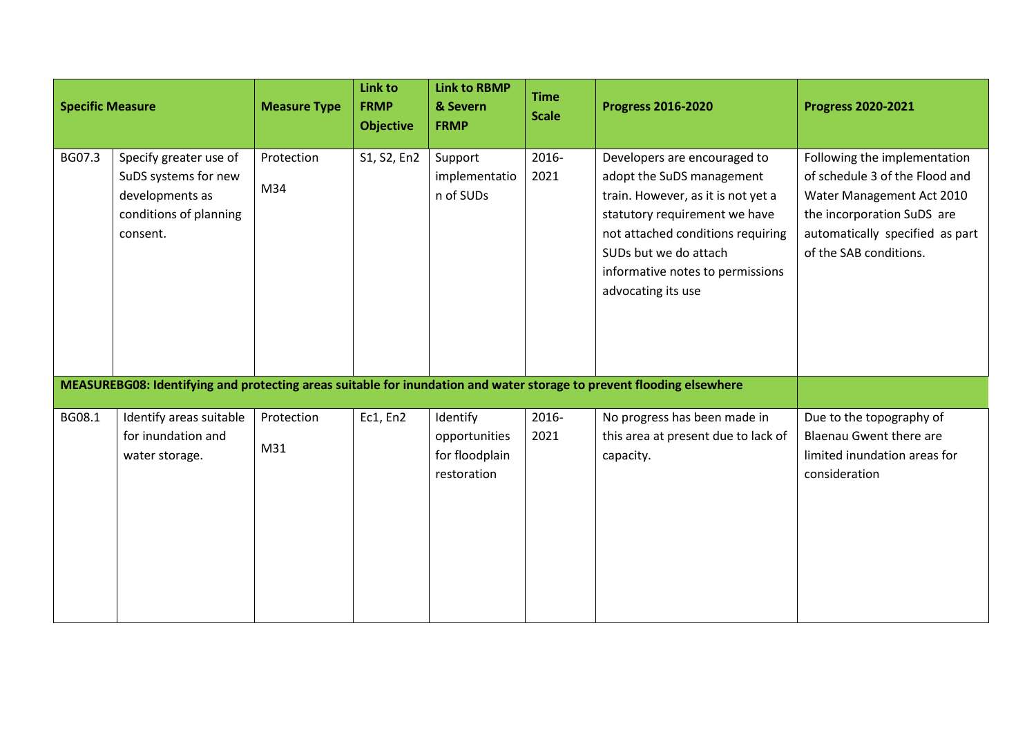| Specific Measure | | Measure Type | Link to FRMP Objective | Link to RBMP & Severn FRMP | Time Scale | Progress 2016-2020 | Progress 2020-2021 |
|---|---|---|---|---|---|---|---|
| BG07.3 | Specify greater use of SuDS systems for new developments as conditions of planning consent. | Protection M34 | S1, S2, En2 | Support implementation of SUDs | 2016-2021 | Developers are encouraged to adopt the SuDS management train. However, as it is not yet a statutory requirement we have not attached conditions requiring SUDs but we do attach informative notes to permissions advocating its use | Following the implementation of schedule 3 of the Flood and Water Management Act 2010 the incorporation SuDS are automatically specified as part of the SAB conditions. |
| **MEASUREBG08: Identifying and protecting areas suitable for inundation and water storage to prevent flooding elsewhere** | | | | | | | |
| BG08.1 | Identify areas suitable for inundation and water storage. | Protection M31 | Ec1, En2 | Identify opportunities for floodplain restoration | 2016-2021 | No progress has been made in this area at present due to lack of capacity. | Due to the topography of Blaenau Gwent there are limited inundation areas for consideration |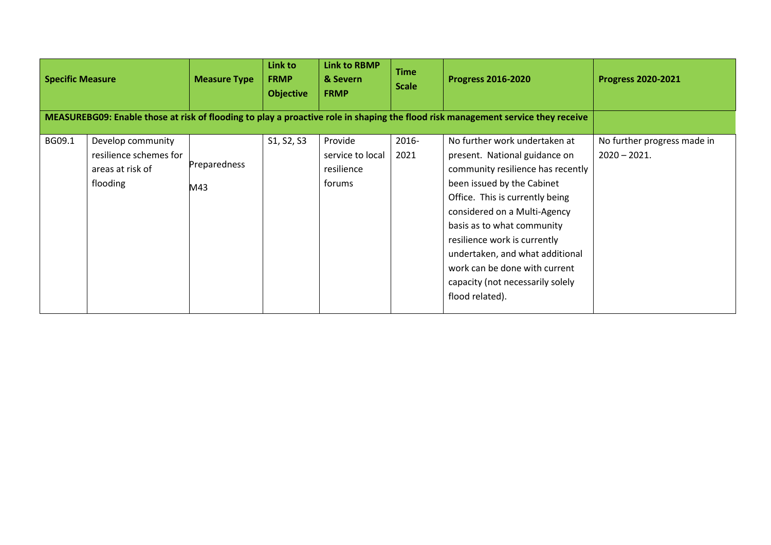| Specific Measure | | Measure Type | Link to FRMP Objective | Link to RBMP & Severn FRMP | Time Scale | Progress 2016-2020 | Progress 2020-2021 |
|---|---|---|---|---|---|---|---|
| **MEASUREBG09: Enable those at risk of flooding to play a proactive role in shaping the flood risk management service they receive** | | | | | | | |
| BG09.1 | Develop community resilience schemes for areas at risk of flooding | Preparedness M43 | S1, S2, S3 | Provide service to local resilience forums | 2016-2021 | No further work undertaken at present. National guidance on community resilience has recently been issued by the Cabinet Office. This is currently being considered on a Multi-Agency basis as to what community resilience work is currently undertaken, and what additional work can be done with current capacity (not necessarily solely flood related). | No further progress made in 2020 – 2021. |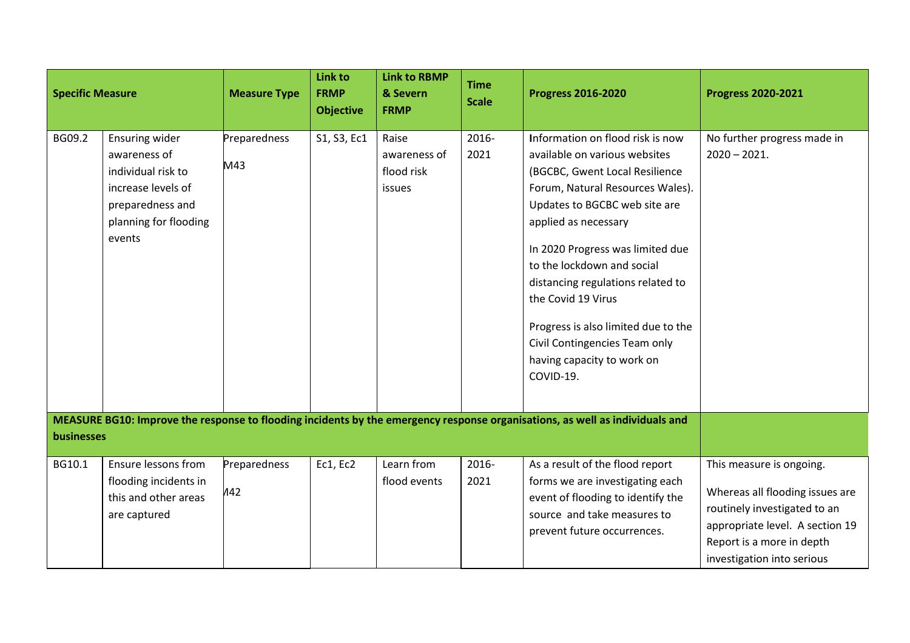| Specific Measure | | Measure Type | Link to FRMP Objective | Link to RBMP & Severn FRMP | Time Scale | Progress 2016-2020 | Progress 2020-2021 |
|---|---|---|---|---|---|---|---|
| BG09.2 | Ensuring wider awareness of individual risk to increase levels of preparedness and planning for flooding events | Preparedness M43 | S1, S3, Ec1 | Raise awareness of flood risk issues | 2016-2021 | Information on flood risk is now available on various websites (BGCBC, Gwent Local Resilience Forum, Natural Resources Wales). Updates to BGCBC web site are applied as necessary<br><br>In 2020 Progress was limited due to the lockdown and social distancing regulations related to the Covid 19 Virus<br><br>Progress is also limited due to the Civil Contingencies Team only having capacity to work on COVID-19. | No further progress made in 2020 – 2021. |
| **MEASURE BG10: Improve the response to flooding incidents by the emergency response organisations, as well as individuals and businesses** | | | | | | | |
| BG10.1 | Ensure lessons from flooding incidents in this and other areas are captured | Preparedness M42 | Ec1, Ec2 | Learn from flood events | 2016-2021 | As a result of the flood report forms we are investigating each event of flooding to identify the source and take measures to prevent future occurrences. | This measure is ongoing.<br><br>Whereas all flooding issues are routinely investigated to an appropriate level. A section 19 Report is a more in depth investigation into serious |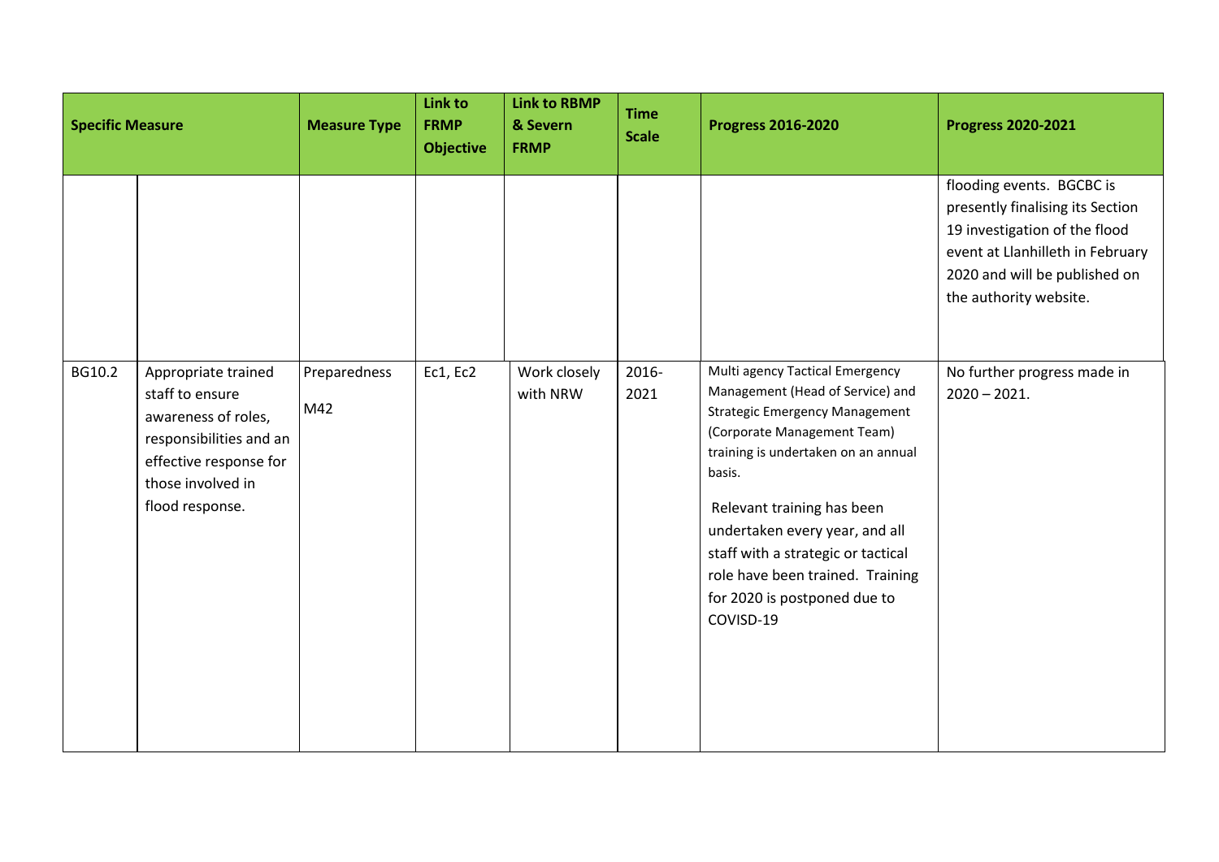| Specific Measure | | Measure Type | Link to FRMP Objective | Link to RBMP & Severn FRMP | Time Scale | Progress 2016-2020 | Progress 2020-2021 |
|---|---|---|---|---|---|---|---|
| | | | | | | | flooding events. BGCBC is presently finalising its Section 19 investigation of the flood event at Llanhilleth in February 2020 and will be published on the authority website. |
| BG10.2 | Appropriate trained staff to ensure awareness of roles, responsibilities and an effective response for those involved in flood response. | Preparedness M42 | Ec1, Ec2 | Work closely with NRW | 2016-2021 | Multi agency Tactical Emergency Management (Head of Service) and Strategic Emergency Management (Corporate Management Team) training is undertaken on an annual basis.<br><br>Relevant training has been undertaken every year, and all staff with a strategic or tactical role have been trained. Training for 2020 is postponed due to COVISD-19 | No further progress made in 2020 – 2021. |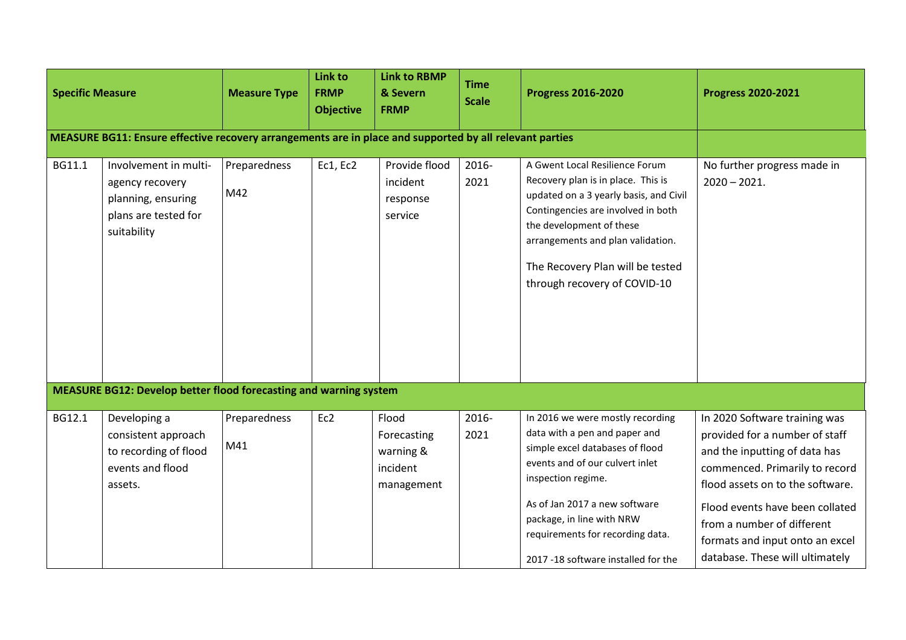| Specific Measure | | Measure Type | Link to FRMP Objective | Link to RBMP & Severn FRMP | Time Scale | Progress 2016-2020 | Progress 2020-2021 |
|---|---|---|---|---|---|---|---|
| **MEASURE BG11: Ensure effective recovery arrangements are in place and supported by all relevant parties** | | | | | | | |
| BG11.1 | Involvement in multi-agency recovery planning, ensuring plans are tested for suitability | Preparedness M42 | Ec1, Ec2 | Provide flood incident response service | 2016-2021 | A Gwent Local Resilience Forum Recovery plan is in place. This is updated on a 3 yearly basis, and Civil Contingencies are involved in both the development of these arrangements and plan validation.<br><br>The Recovery Plan will be tested through recovery of COVID-10 | No further progress made in 2020 – 2021. |
| **MEASURE BG12: Develop better flood forecasting and warning system** | | | | | | | |
| BG12.1 | Developing a consistent approach to recording of flood events and flood assets. | Preparedness M41 | Ec2 | Flood Forecasting warning & incident management | 2016-2021 | In 2016 we were mostly recording data with a pen and paper and simple excel databases of flood events and of our culvert inlet inspection regime.<br><br>As of Jan 2017 a new software package, in line with NRW requirements for recording data.<br><br>2017 -18 software installed for the | In 2020 Software training was provided for a number of staff and the inputting of data has commenced. Primarily to record flood assets on to the software.<br><br>Flood events have been collated from a number of different formats and input onto an excel database. These will ultimately |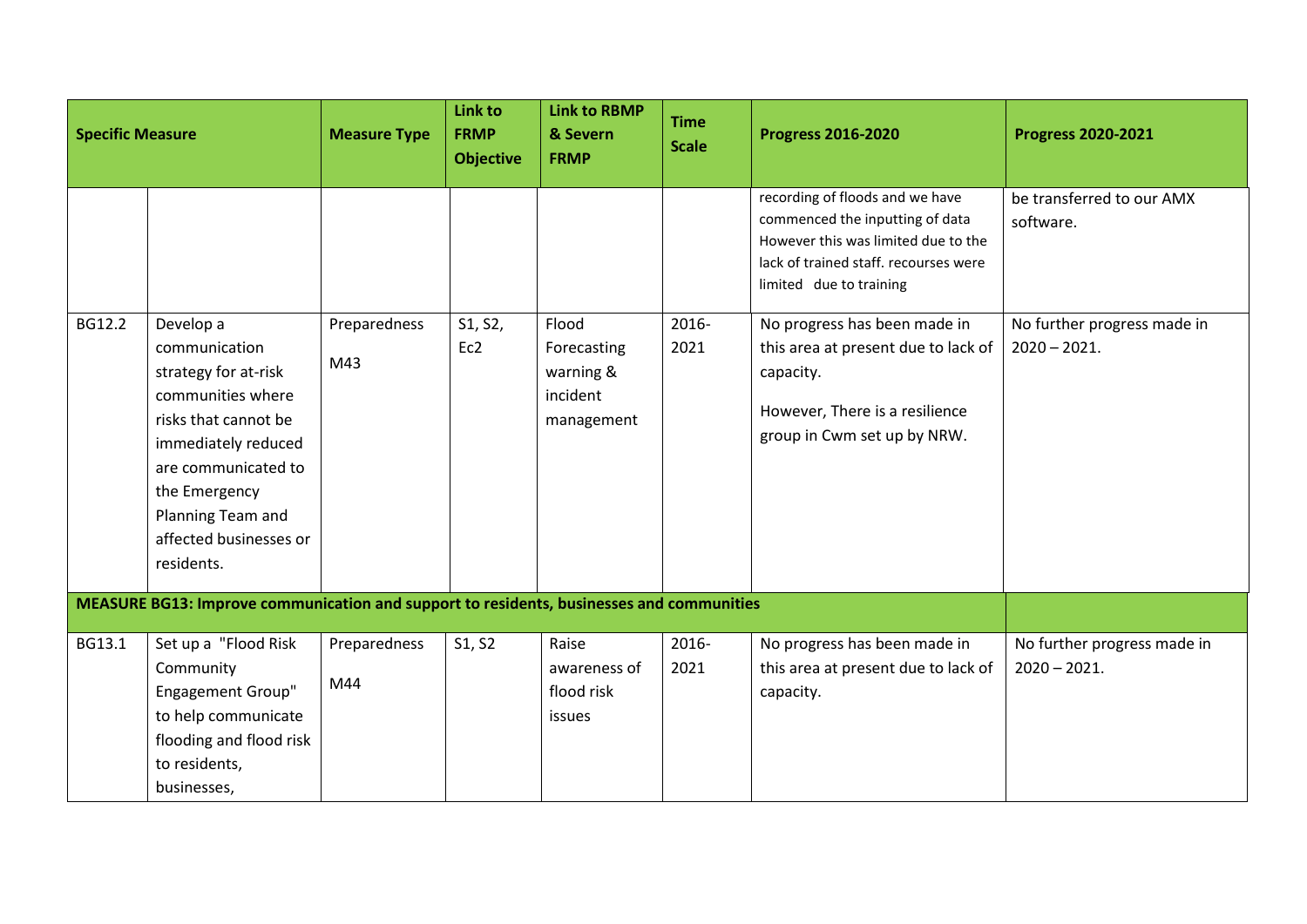| Specific Measure | | Measure Type | Link to FRMP Objective | Link to RBMP & Severn FRMP | Time Scale | Progress 2016-2020 | Progress 2020-2021 |
|---|---|---|---|---|---|---|---|
| | | | | | | recording of floods and we have commenced the inputting of data However this was limited due to the lack of trained staff. recourses were limited due to training | be transferred to our AMX software. |
| BG12.2 | Develop a communication strategy for at-risk communities where risks that cannot be immediately reduced are communicated to the Emergency Planning Team and affected businesses or residents. | Preparedness M43 | S1, S2, Ec2 | Flood Forecasting warning & incident management | 2016-2021 | No progress has been made in this area at present due to lack of capacity.<br><br>However, There is a resilience group in Cwm set up by NRW. | No further progress made in 2020 – 2021. |
| **MEASURE BG13: Improve communication and support to residents, businesses and communities** | | | | | | | |
| BG13.1 | Set up a "Flood Risk Community Engagement Group" to help communicate flooding and flood risk to residents, businesses, | Preparedness M44 | S1, S2 | Raise awareness of flood risk issues | 2016-2021 | No progress has been made in this area at present due to lack of capacity. | No further progress made in 2020 – 2021. |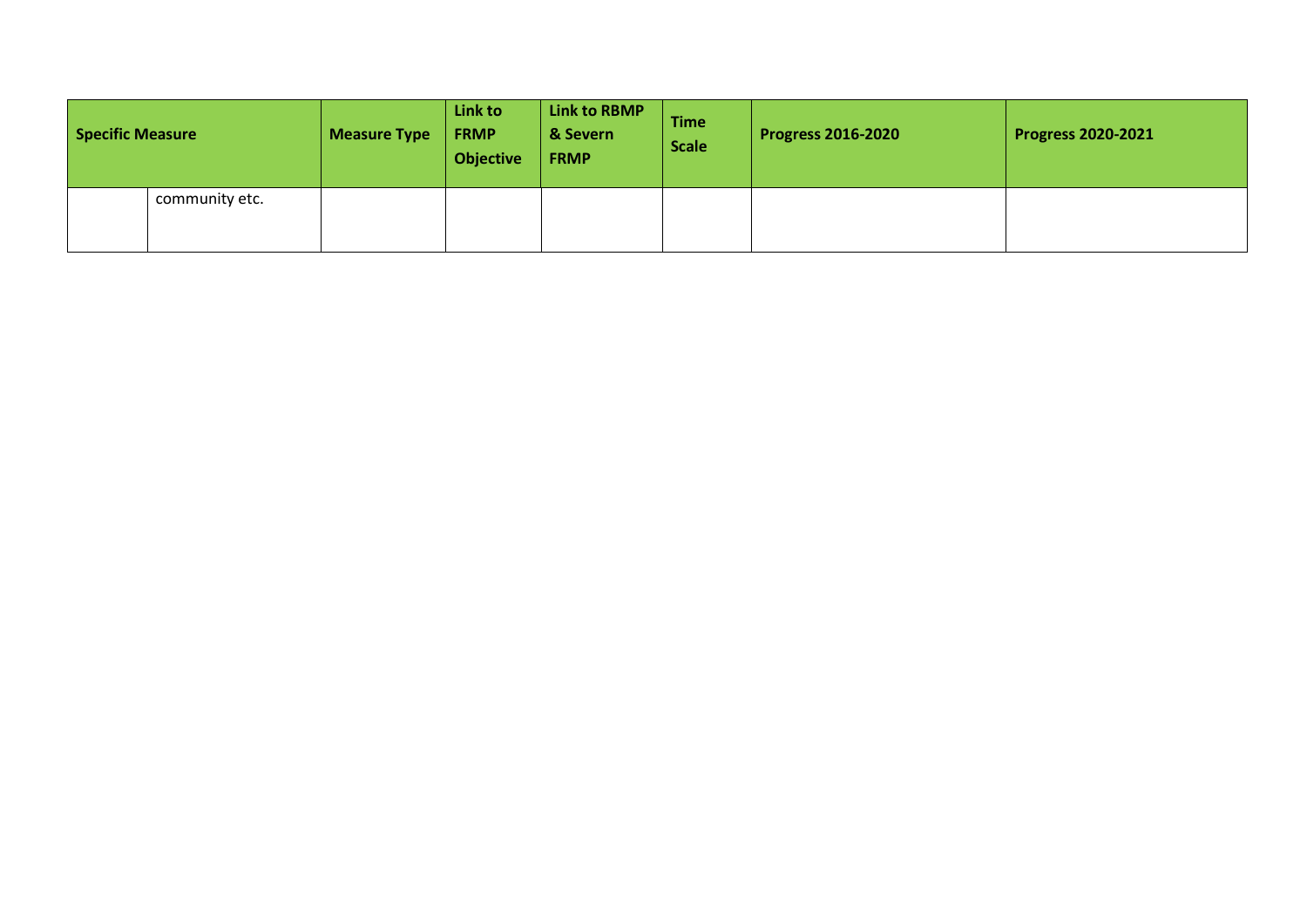| Specific Measure | | Measure Type | Link to FRMP Objective | Link to RBMP & Severn FRMP | Time Scale | Progress 2016-2020 | Progress 2020-2021 |
| --- | --- | --- | --- | --- | --- | --- | --- |
| | community etc. | | | | | | |